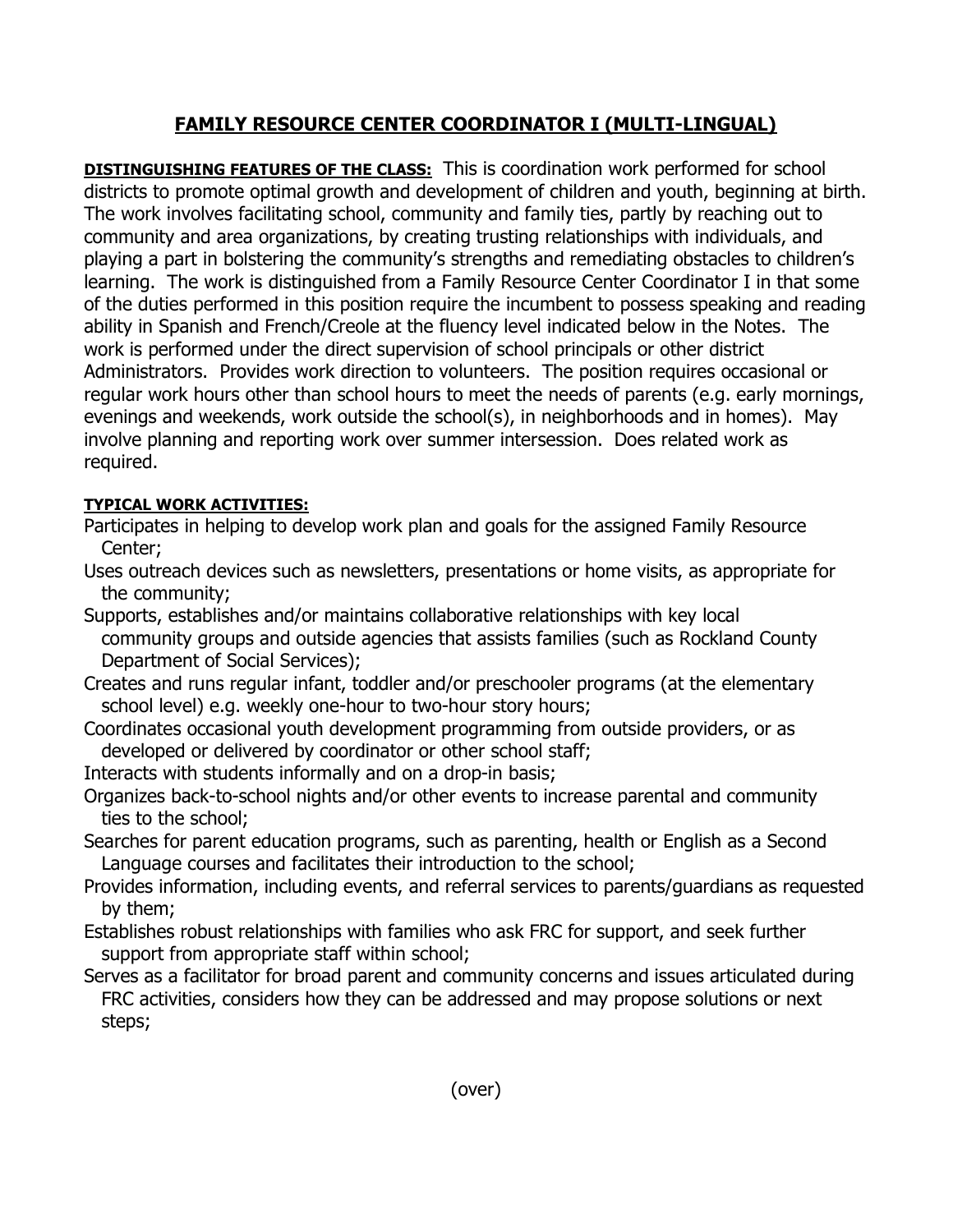# FAMILY RESOURCE CENTER COORDINATOR I (MULTI-LINGUAL)

**DISTINGUISHING FEATURES OF THE CLASS:** This is coordination work performed for school districts to promote optimal growth and development of children and youth, beginning at birth. The work involves facilitating school, community and family ties, partly by reaching out to community and area organizations, by creating trusting relationships with individuals, and playing a part in bolstering the community's strengths and remediating obstacles to children's learning. The work is distinguished from a Family Resource Center Coordinator I in that some of the duties performed in this position require the incumbent to possess speaking and reading ability in Spanish and French/Creole at the fluency level indicated below in the Notes. The work is performed under the direct supervision of school principals or other district Administrators. Provides work direction to volunteers. The position requires occasional or regular work hours other than school hours to meet the needs of parents (e.g. early mornings, evenings and weekends, work outside the school(s), in neighborhoods and in homes). May involve planning and reporting work over summer intersession. Does related work as required.

**TYPICAL WORK ACTIVITIES:**

Participates in helping to develop work plan and goals for the assigned Family Resource Center;

Uses outreach devices such as newsletters, presentations or home visits, as appropriate for the community;

Supports, establishes and/or maintains collaborative relationships with key local community groups and outside agencies that assists families (such as Rockland County Department of Social Services);

Creates and runs regular infant, toddler and/or preschooler programs (at the elementary school level) e.g. weekly one-hour to two-hour story hours;

Coordinates occasional youth development programming from outside providers, or as developed or delivered by coordinator or other school staff;

Interacts with students informally and on a drop-in basis;

Organizes back-to-school nights and/or other events to increase parental and community ties to the school;

Searches for parent education programs, such as parenting, health or English as a Second Language courses and facilitates their introduction to the school;

Provides information, including events, and referral services to parents/guardians as requested by them;

Establishes robust relationships with families who ask FRC for support, and seek further support from appropriate staff within school;

Serves as a facilitator for broad parent and community concerns and issues articulated during FRC activities, considers how they can be addressed and may propose solutions or next steps;

(over)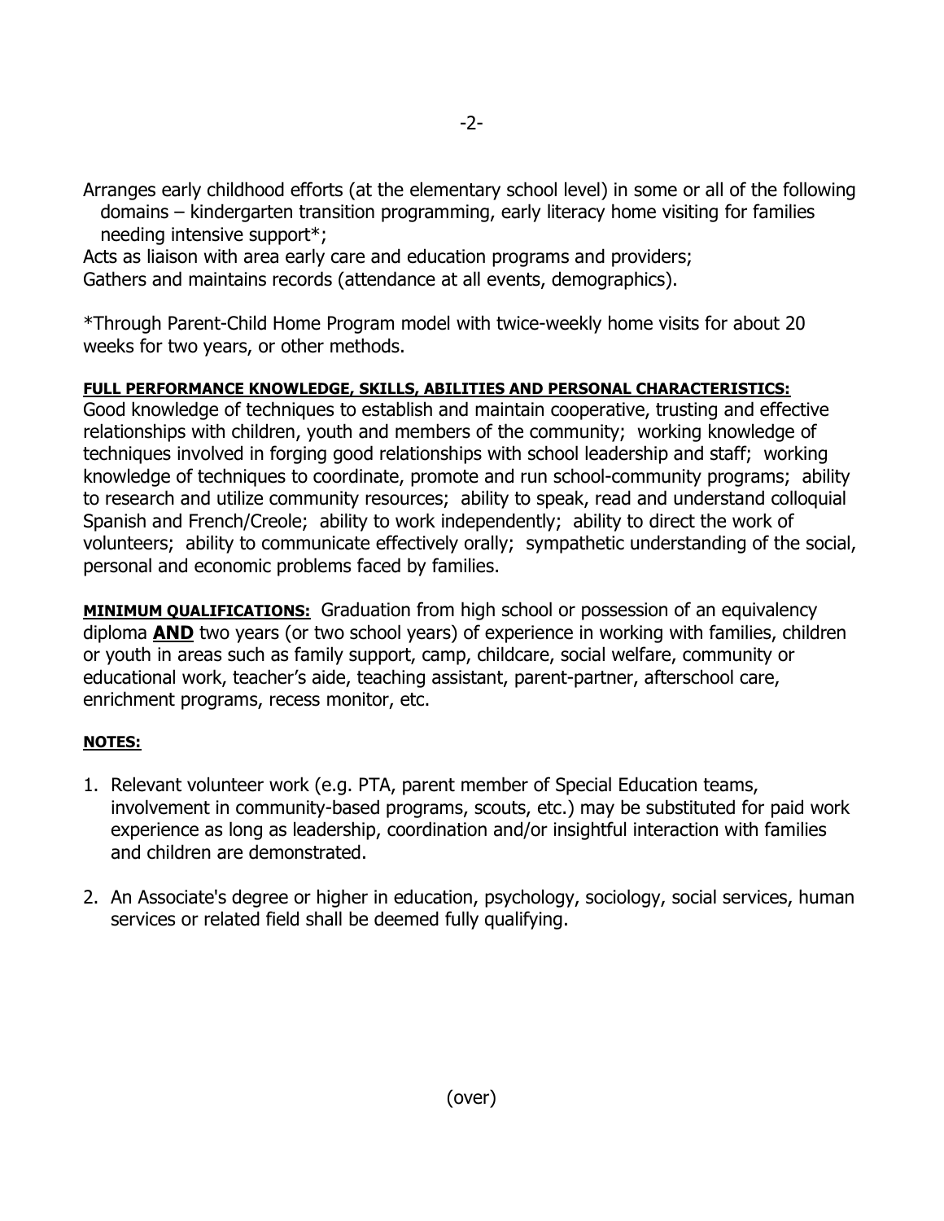Arranges early childhood efforts (at the elementary school level) in some or all of the following domains – kindergarten transition programming, early literacy home visiting for families needing intensive support*;

Acts as liaison with area early care and education programs and providers;

Gathers and maintains records (attendance at all events, demographics).

*Through Parent-Child Home Program model with twice-weekly home visits for about 20 weeks for two years, or other methods.

**FULL PERFORMANCE KNOWLEDGE, SKILLS, ABILITIES AND PERSONAL CHARACTERISTICS:**
Good knowledge of techniques to establish and maintain cooperative, trusting and effective relationships with children, youth and members of the community; working knowledge of techniques involved in forging good relationships with school leadership and staff; working knowledge of techniques to coordinate, promote and run school-community programs; ability to research and utilize community resources; ability to speak, read and understand colloquial Spanish and French/Creole; ability to work independently; ability to direct the work of volunteers; ability to communicate effectively orally; sympathetic understanding of the social, personal and economic problems faced by families.

**MINIMUM QUALIFICATIONS:** Graduation from high school or possession of an equivalency diploma **AND** two years (or two school years) of experience in working with families, children or youth in areas such as family support, camp, childcare, social welfare, community or educational work, teacher's aide, teaching assistant, parent-partner, afterschool care, enrichment programs, recess monitor, etc.

**NOTES:**

1. Relevant volunteer work (e.g. PTA, parent member of Special Education teams, involvement in community-based programs, scouts, etc.) may be substituted for paid work experience as long as leadership, coordination and/or insightful interaction with families and children are demonstrated.

2. An Associate's degree or higher in education, psychology, sociology, social services, human services or related field shall be deemed fully qualifying.

(over)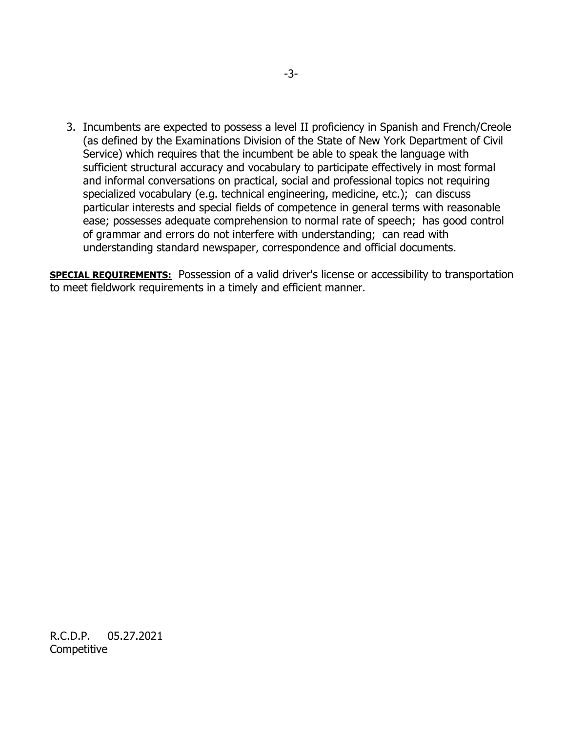3. Incumbents are expected to possess a level II proficiency in Spanish and French/Creole (as defined by the Examinations Division of the State of New York Department of Civil Service) which requires that the incumbent be able to speak the language with sufficient structural accuracy and vocabulary to participate effectively in most formal and informal conversations on practical, social and professional topics not requiring specialized vocabulary (e.g. technical engineering, medicine, etc.); can discuss particular interests and special fields of competence in general terms with reasonable ease; possesses adequate comprehension to normal rate of speech; has good control of grammar and errors do not interfere with understanding; can read with understanding standard newspaper, correspondence and official documents.

**SPECIAL REQUIREMENTS:** Possession of a valid driver's license or accessibility to transportation to meet fieldwork requirements in a timely and efficient manner.

R.C.D.P. 05.27.2021
Competitive